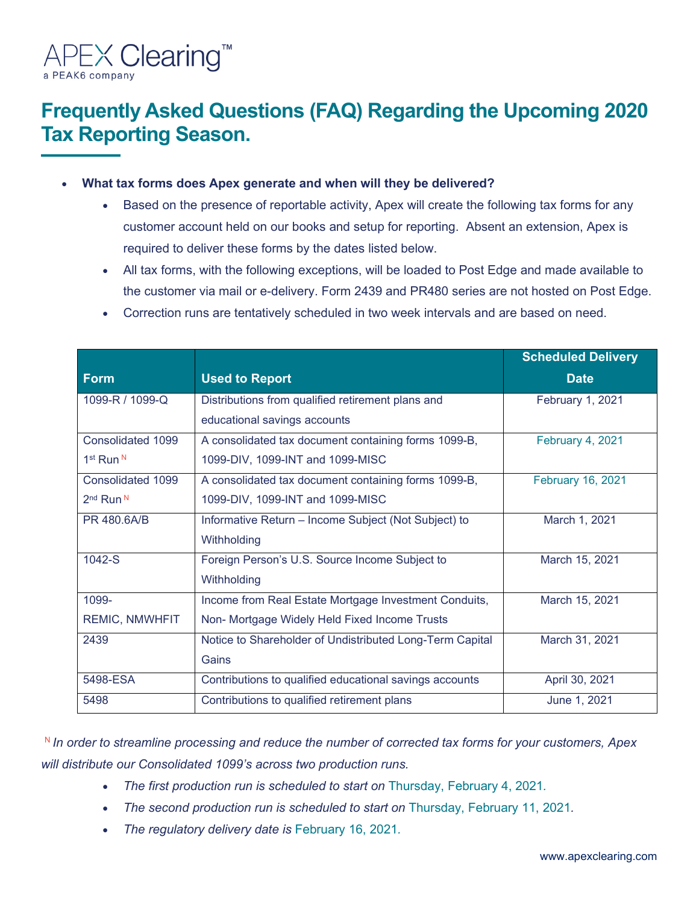APEX Clearing™
a PEAK6 company

# Frequently Asked Questions (FAQ) Regarding the Upcoming 2020 Tax Reporting Season.

- **What tax forms does Apex generate and when will they be delivered?**
  - Based on the presence of reportable activity, Apex will create the following tax forms for any customer account held on our books and setup for reporting. Absent an extension, Apex is required to deliver these forms by the dates listed below.
  - All tax forms, with the following exceptions, will be loaded to Post Edge and made available to the customer via mail or e-delivery. Form 2439 and PR480 series are not hosted on Post Edge.
  - Correction runs are tentatively scheduled in two week intervals and are based on need.

| Form | Used to Report | Scheduled Delivery Date |
|---|---|---|
| 1099-R / 1099-Q | Distributions from qualified retirement plans and educational savings accounts | February 1, 2021 |
| Consolidated 1099 1st Run [N] | A consolidated tax document containing forms 1099-B, 1099-DIV, 1099-INT and 1099-MISC | February 4, 2021 |
| Consolidated 1099 2nd Run [N] | A consolidated tax document containing forms 1099-B, 1099-DIV, 1099-INT and 1099-MISC | February 16, 2021 |
| PR 480.6A/B | Informative Return – Income Subject (Not Subject) to Withholding | March 1, 2021 |
| 1042-S | Foreign Person's U.S. Source Income Subject to Withholding | March 15, 2021 |
| 1099-REMIC, NMWHFIT | Income from Real Estate Mortgage Investment Conduits, Non- Mortgage Widely Held Fixed Income Trusts | March 15, 2021 |
| 2439 | Notice to Shareholder of Undistributed Long-Term Capital Gains | March 31, 2021 |
| 5498-ESA | Contributions to qualified educational savings accounts | April 30, 2021 |
| 5498 | Contributions to qualified retirement plans | June 1, 2021 |

[N] *In order to streamline processing and reduce the number of corrected tax forms for your customers, Apex will distribute our Consolidated 1099's across two production runs.*

- *The first production run is scheduled to start on* Thursday, February 4, 2021.
- *The second production run is scheduled to start on* Thursday, February 11, 2021.
- *The regulatory delivery date is* February 16, 2021.

www.apexclearing.com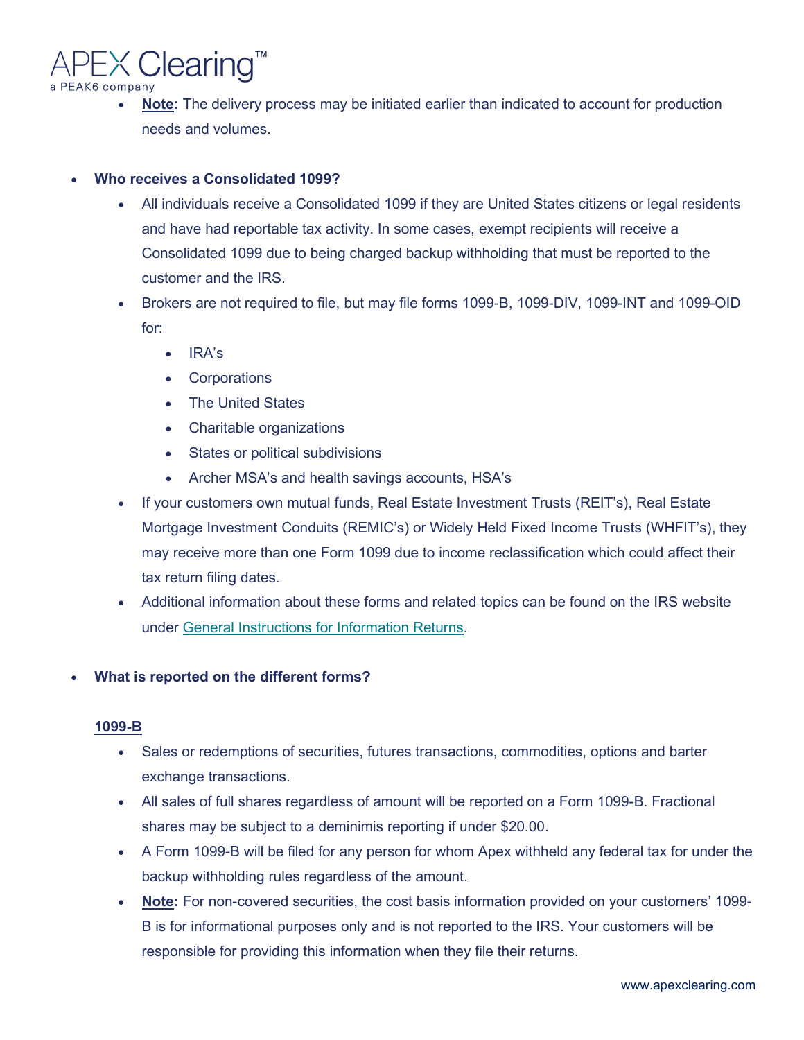- **Note:** The delivery process may be initiated earlier than indicated to account for production needs and volumes.

- **Who receives a Consolidated 1099?**
  - All individuals receive a Consolidated 1099 if they are United States citizens or legal residents and have had reportable tax activity. In some cases, exempt recipients will receive a Consolidated 1099 due to being charged backup withholding that must be reported to the customer and the IRS.
  - Brokers are not required to file, but may file forms 1099-B, 1099-DIV, 1099-INT and 1099-OID for:
    - IRA's
    - Corporations
    - The United States
    - Charitable organizations
    - States or political subdivisions
    - Archer MSA's and health savings accounts, HSA's
  - If your customers own mutual funds, Real Estate Investment Trusts (REIT's), Real Estate Mortgage Investment Conduits (REMIC's) or Widely Held Fixed Income Trusts (WHFIT's), they may receive more than one Form 1099 due to income reclassification which could affect their tax return filing dates.
  - Additional information about these forms and related topics can be found on the IRS website under General Instructions for Information Returns.

- **What is reported on the different forms?**

  **1099-B**

  - Sales or redemptions of securities, futures transactions, commodities, options and barter exchange transactions.
  - All sales of full shares regardless of amount will be reported on a Form 1099-B. Fractional shares may be subject to a deminimis reporting if under $20.00.
  - A Form 1099-B will be filed for any person for whom Apex withheld any federal tax for under the backup withholding rules regardless of the amount.
  - **Note:** For non-covered securities, the cost basis information provided on your customers' 1099-B is for informational purposes only and is not reported to the IRS. Your customers will be responsible for providing this information when they file their returns.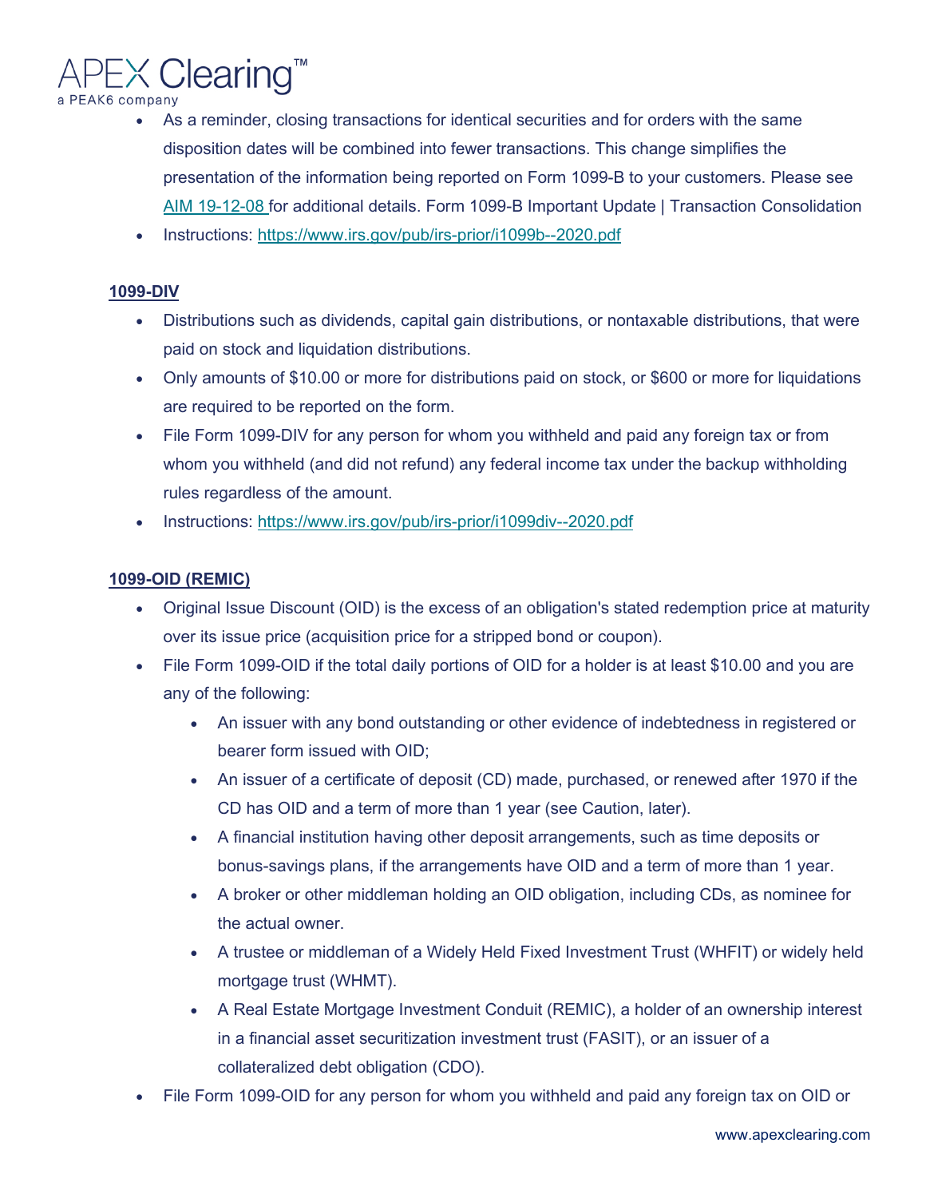- As a reminder, closing transactions for identical securities and for orders with the same disposition dates will be combined into fewer transactions. This change simplifies the presentation of the information being reported on Form 1099-B to your customers. Please see [AIM 19-12-08](AIM 19-12-08) for additional details. Form 1099-B Important Update | Transaction Consolidation
- Instructions: [https://www.irs.gov/pub/irs-prior/i1099b--2020.pdf](https://www.irs.gov/pub/irs-prior/i1099b--2020.pdf)

**1099-DIV**

- Distributions such as dividends, capital gain distributions, or nontaxable distributions, that were paid on stock and liquidation distributions.
- Only amounts of $10.00 or more for distributions paid on stock, or $600 or more for liquidations are required to be reported on the form.
- File Form 1099-DIV for any person for whom you withheld and paid any foreign tax or from whom you withheld (and did not refund) any federal income tax under the backup withholding rules regardless of the amount.
- Instructions: [https://www.irs.gov/pub/irs-prior/i1099div--2020.pdf](https://www.irs.gov/pub/irs-prior/i1099div--2020.pdf)

**1099-OID (REMIC)**

- Original Issue Discount (OID) is the excess of an obligation's stated redemption price at maturity over its issue price (acquisition price for a stripped bond or coupon).
- File Form 1099-OID if the total daily portions of OID for a holder is at least $10.00 and you are any of the following:
  - An issuer with any bond outstanding or other evidence of indebtedness in registered or bearer form issued with OID;
  - An issuer of a certificate of deposit (CD) made, purchased, or renewed after 1970 if the CD has OID and a term of more than 1 year (see Caution, later).
  - A financial institution having other deposit arrangements, such as time deposits or bonus-savings plans, if the arrangements have OID and a term of more than 1 year.
  - A broker or other middleman holding an OID obligation, including CDs, as nominee for the actual owner.
  - A trustee or middleman of a Widely Held Fixed Investment Trust (WHFIT) or widely held mortgage trust (WHMT).
  - A Real Estate Mortgage Investment Conduit (REMIC), a holder of an ownership interest in a financial asset securitization investment trust (FASIT), or an issuer of a collateralized debt obligation (CDO).
- File Form 1099-OID for any person for whom you withheld and paid any foreign tax on OID or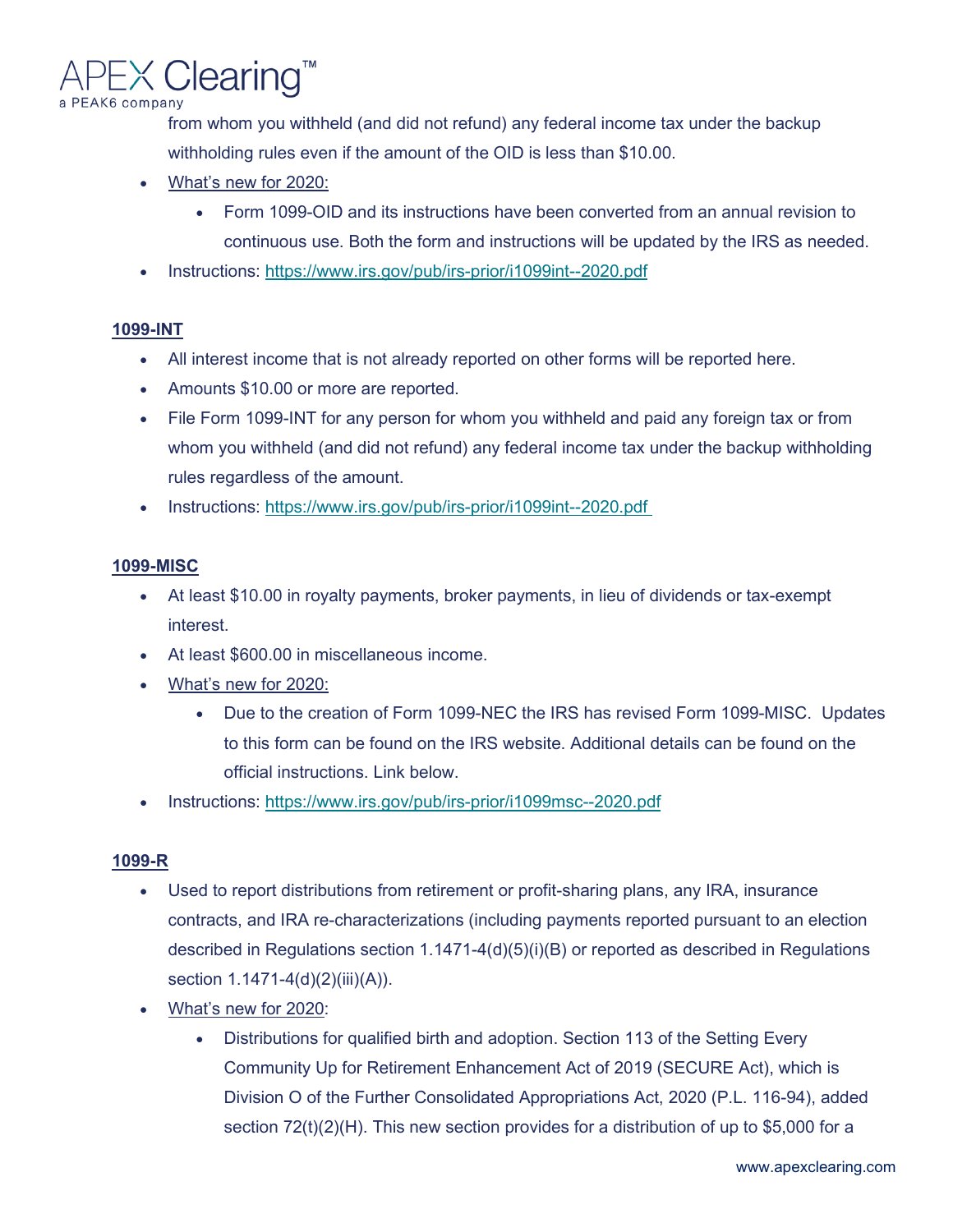from whom you withheld (and did not refund) any federal income tax under the backup withholding rules even if the amount of the OID is less than $10.00.

- What's new for 2020:
    - Form 1099-OID and its instructions have been converted from an annual revision to continuous use. Both the form and instructions will be updated by the IRS as needed.
- Instructions: https://www.irs.gov/pub/irs-prior/i1099int--2020.pdf

**1099-INT**

- All interest income that is not already reported on other forms will be reported here.
- Amounts $10.00 or more are reported.
- File Form 1099-INT for any person for whom you withheld and paid any foreign tax or from whom you withheld (and did not refund) any federal income tax under the backup withholding rules regardless of the amount.
- Instructions: https://www.irs.gov/pub/irs-prior/i1099int--2020.pdf

**1099-MISC**

- At least $10.00 in royalty payments, broker payments, in lieu of dividends or tax-exempt interest.
- At least $600.00 in miscellaneous income.
- What's new for 2020:
    - Due to the creation of Form 1099-NEC the IRS has revised Form 1099-MISC. Updates to this form can be found on the IRS website. Additional details can be found on the official instructions. Link below.
- Instructions: https://www.irs.gov/pub/irs-prior/i1099msc--2020.pdf

**1099-R**

- Used to report distributions from retirement or profit-sharing plans, any IRA, insurance contracts, and IRA re-characterizations (including payments reported pursuant to an election described in Regulations section 1.1471-4(d)(5)(i)(B) or reported as described in Regulations section 1.1471-4(d)(2)(iii)(A)).
- What's new for 2020:
    - Distributions for qualified birth and adoption. Section 113 of the Setting Every Community Up for Retirement Enhancement Act of 2019 (SECURE Act), which is Division O of the Further Consolidated Appropriations Act, 2020 (P.L. 116-94), added section 72(t)(2)(H). This new section provides for a distribution of up to $5,000 for a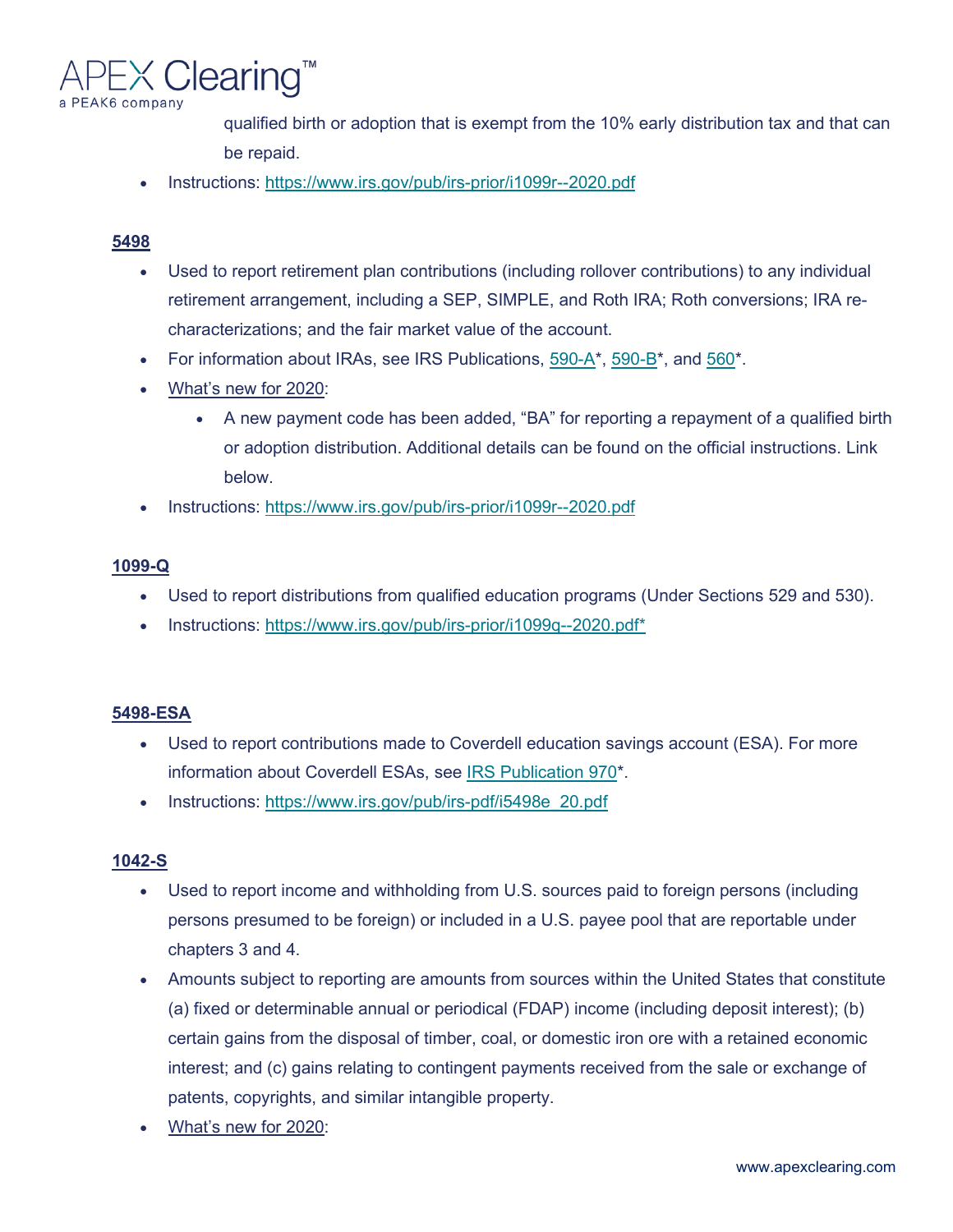qualified birth or adoption that is exempt from the 10% early distribution tax and that can be repaid.

- Instructions: https://www.irs.gov/pub/irs-prior/i1099r--2020.pdf

**5498**

- Used to report retirement plan contributions (including rollover contributions) to any individual retirement arrangement, including a SEP, SIMPLE, and Roth IRA; Roth conversions; IRA re-characterizations; and the fair market value of the account.
- For information about IRAs, see IRS Publications, 590-A*, 590-B*, and 560*.
- What's new for 2020:
    - A new payment code has been added, "BA" for reporting a repayment of a qualified birth or adoption distribution. Additional details can be found on the official instructions. Link below.
- Instructions: https://www.irs.gov/pub/irs-prior/i1099r--2020.pdf

**1099-Q**

- Used to report distributions from qualified education programs (Under Sections 529 and 530).
- Instructions: https://www.irs.gov/pub/irs-prior/i1099q--2020.pdf*

**5498-ESA**

- Used to report contributions made to Coverdell education savings account (ESA). For more information about Coverdell ESAs, see IRS Publication 970*.
- Instructions: https://www.irs.gov/pub/irs-pdf/i5498e_20.pdf

**1042-S**

- Used to report income and withholding from U.S. sources paid to foreign persons (including persons presumed to be foreign) or included in a U.S. payee pool that are reportable under chapters 3 and 4.
- Amounts subject to reporting are amounts from sources within the United States that constitute (a) fixed or determinable annual or periodical (FDAP) income (including deposit interest); (b) certain gains from the disposal of timber, coal, or domestic iron ore with a retained economic interest; and (c) gains relating to contingent payments received from the sale or exchange of patents, copyrights, and similar intangible property.
- What's new for 2020: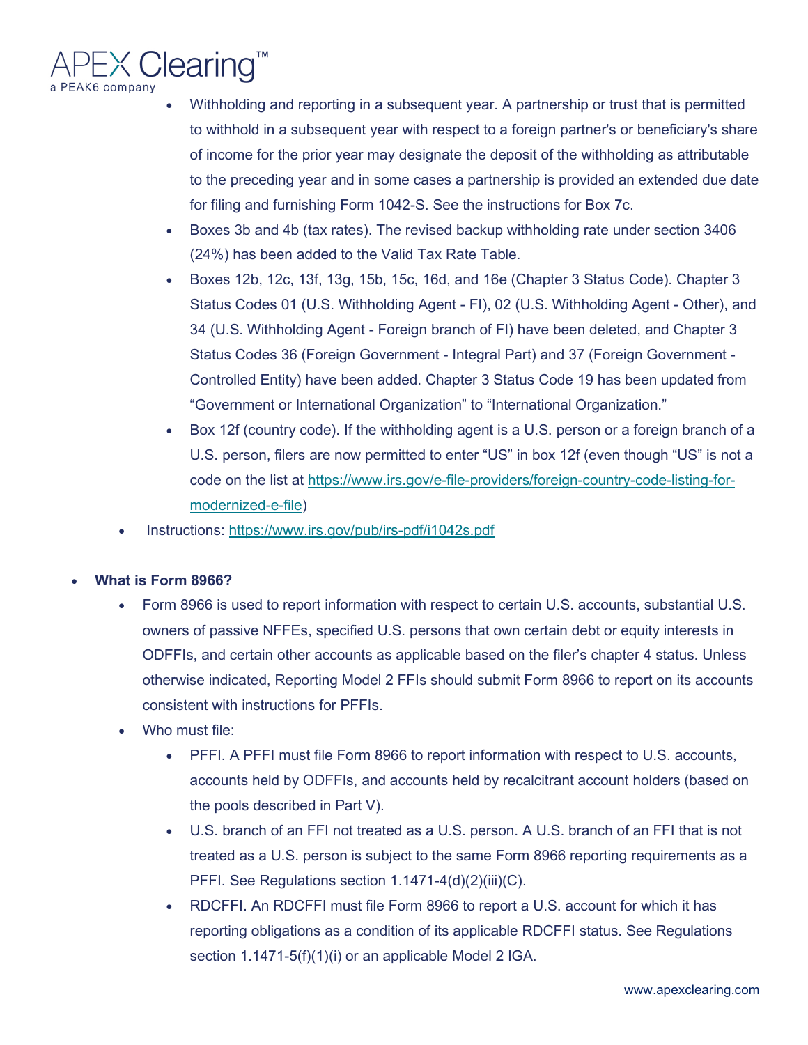- Withholding and reporting in a subsequent year. A partnership or trust that is permitted to withhold in a subsequent year with respect to a foreign partner's or beneficiary's share of income for the prior year may designate the deposit of the withholding as attributable to the preceding year and in some cases a partnership is provided an extended due date for filing and furnishing Form 1042-S. See the instructions for Box 7c.
    - Boxes 3b and 4b (tax rates). The revised backup withholding rate under section 3406 (24%) has been added to the Valid Tax Rate Table.
    - Boxes 12b, 12c, 13f, 13g, 15b, 15c, 16d, and 16e (Chapter 3 Status Code). Chapter 3 Status Codes 01 (U.S. Withholding Agent - FI), 02 (U.S. Withholding Agent - Other), and 34 (U.S. Withholding Agent - Foreign branch of FI) have been deleted, and Chapter 3 Status Codes 36 (Foreign Government - Integral Part) and 37 (Foreign Government - Controlled Entity) have been added. Chapter 3 Status Code 19 has been updated from "Government or International Organization" to "International Organization."
    - Box 12f (country code). If the withholding agent is a U.S. person or a foreign branch of a U.S. person, filers are now permitted to enter "US" in box 12f (even though "US" is not a code on the list at https://www.irs.gov/e-file-providers/foreign-country-code-listing-for-modernized-e-file)
  - Instructions: https://www.irs.gov/pub/irs-pdf/i1042s.pdf

- **What is Form 8966?**
  - Form 8966 is used to report information with respect to certain U.S. accounts, substantial U.S. owners of passive NFFEs, specified U.S. persons that own certain debt or equity interests in ODFFIs, and certain other accounts as applicable based on the filer's chapter 4 status. Unless otherwise indicated, Reporting Model 2 FFIs should submit Form 8966 to report on its accounts consistent with instructions for PFFIs.
  - Who must file:
    - PFFI. A PFFI must file Form 8966 to report information with respect to U.S. accounts, accounts held by ODFFIs, and accounts held by recalcitrant account holders (based on the pools described in Part V).
    - U.S. branch of an FFI not treated as a U.S. person. A U.S. branch of an FFI that is not treated as a U.S. person is subject to the same Form 8966 reporting requirements as a PFFI. See Regulations section 1.1471-4(d)(2)(iii)(C).
    - RDCFFI. An RDCFFI must file Form 8966 to report a U.S. account for which it has reporting obligations as a condition of its applicable RDCFFI status. See Regulations section 1.1471-5(f)(1)(i) or an applicable Model 2 IGA.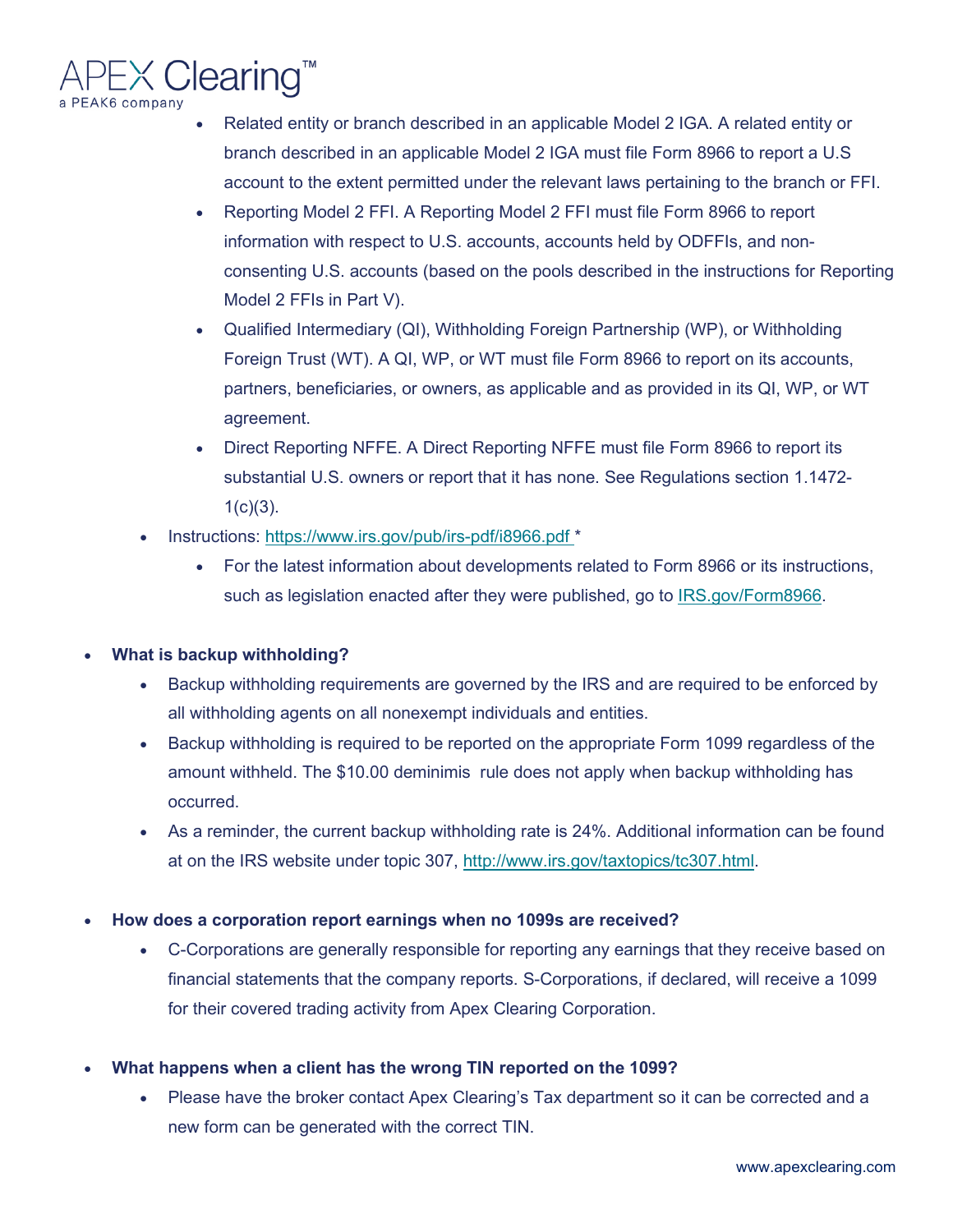- Related entity or branch described in an applicable Model 2 IGA. A related entity or branch described in an applicable Model 2 IGA must file Form 8966 to report a U.S account to the extent permitted under the relevant laws pertaining to the branch or FFI.
- Reporting Model 2 FFI. A Reporting Model 2 FFI must file Form 8966 to report information with respect to U.S. accounts, accounts held by ODFFIs, and non-consenting U.S. accounts (based on the pools described in the instructions for Reporting Model 2 FFIs in Part V).
- Qualified Intermediary (QI), Withholding Foreign Partnership (WP), or Withholding Foreign Trust (WT). A QI, WP, or WT must file Form 8966 to report on its accounts, partners, beneficiaries, or owners, as applicable and as provided in its QI, WP, or WT agreement.
- Direct Reporting NFFE. A Direct Reporting NFFE must file Form 8966 to report its substantial U.S. owners or report that it has none. See Regulations section 1.1472-1(c)(3).

- Instructions: [https://www.irs.gov/pub/irs-pdf/i8966.pdf](https://www.irs.gov/pub/irs-pdf/i8966.pdf) *
  - For the latest information about developments related to Form 8966 or its instructions, such as legislation enacted after they were published, go to [IRS.gov/Form8966](https://www.irs.gov/Form8966).

- **What is backup withholding?**
  - Backup withholding requirements are governed by the IRS and are required to be enforced by all withholding agents on all nonexempt individuals and entities.
  - Backup withholding is required to be reported on the appropriate Form 1099 regardless of the amount withheld. The $10.00 deminimis rule does not apply when backup withholding has occurred.
  - As a reminder, the current backup withholding rate is 24%. Additional information can be found at on the IRS website under topic 307, [http://www.irs.gov/taxtopics/tc307.html](http://www.irs.gov/taxtopics/tc307.html).

- **How does a corporation report earnings when no 1099s are received?**
  - C-Corporations are generally responsible for reporting any earnings that they receive based on financial statements that the company reports. S-Corporations, if declared, will receive a 1099 for their covered trading activity from Apex Clearing Corporation.

- **What happens when a client has the wrong TIN reported on the 1099?**
  - Please have the broker contact Apex Clearing's Tax department so it can be corrected and a new form can be generated with the correct TIN.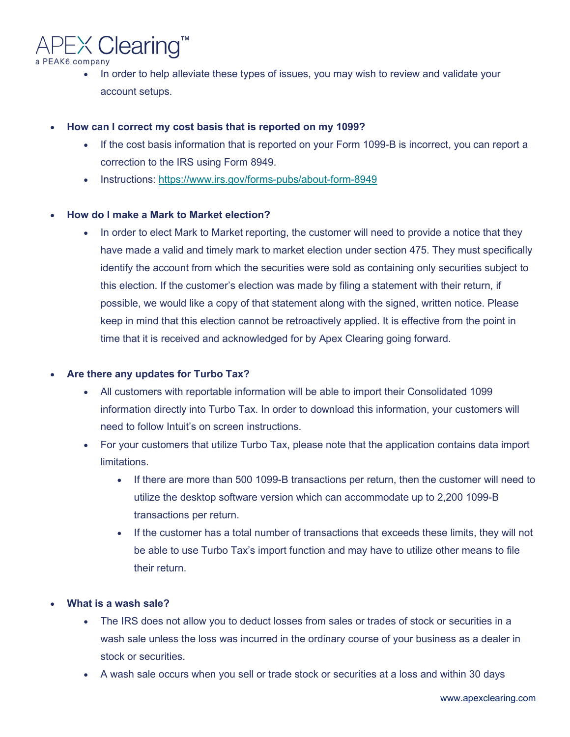- In order to help alleviate these types of issues, you may wish to review and validate your account setups.

- **How can I correct my cost basis that is reported on my 1099?**
  - If the cost basis information that is reported on your Form 1099-B is incorrect, you can report a correction to the IRS using Form 8949.
  - Instructions: https://www.irs.gov/forms-pubs/about-form-8949

- **How do I make a Mark to Market election?**
  - In order to elect Mark to Market reporting, the customer will need to provide a notice that they have made a valid and timely mark to market election under section 475. They must specifically identify the account from which the securities were sold as containing only securities subject to this election. If the customer's election was made by filing a statement with their return, if possible, we would like a copy of that statement along with the signed, written notice. Please keep in mind that this election cannot be retroactively applied. It is effective from the point in time that it is received and acknowledged for by Apex Clearing going forward.

- **Are there any updates for Turbo Tax?**
  - All customers with reportable information will be able to import their Consolidated 1099 information directly into Turbo Tax. In order to download this information, your customers will need to follow Intuit's on screen instructions.
  - For your customers that utilize Turbo Tax, please note that the application contains data import limitations.
    - If there are more than 500 1099-B transactions per return, then the customer will need to utilize the desktop software version which can accommodate up to 2,200 1099-B transactions per return.
    - If the customer has a total number of transactions that exceeds these limits, they will not be able to use Turbo Tax's import function and may have to utilize other means to file their return.

- **What is a wash sale?**
  - The IRS does not allow you to deduct losses from sales or trades of stock or securities in a wash sale unless the loss was incurred in the ordinary course of your business as a dealer in stock or securities.
  - A wash sale occurs when you sell or trade stock or securities at a loss and within 30 days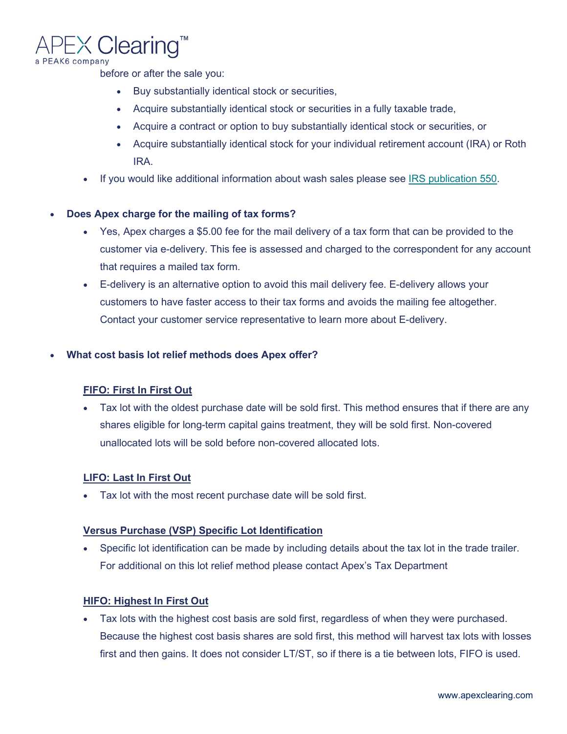before or after the sale you:

    - Buy substantially identical stock or securities,
    - Acquire substantially identical stock or securities in a fully taxable trade,
    - Acquire a contract or option to buy substantially identical stock or securities, or
    - Acquire substantially identical stock for your individual retirement account (IRA) or Roth IRA.

  - If you would like additional information about wash sales please see IRS publication 550.

- **Does Apex charge for the mailing of tax forms?**
  - Yes, Apex charges a $5.00 fee for the mail delivery of a tax form that can be provided to the customer via e-delivery. This fee is assessed and charged to the correspondent for any account that requires a mailed tax form.
  - E-delivery is an alternative option to avoid this mail delivery fee. E-delivery allows your customers to have faster access to their tax forms and avoids the mailing fee altogether. Contact your customer service representative to learn more about E-delivery.

- **What cost basis lot relief methods does Apex offer?**

  **FIFO: First In First Out**

  - Tax lot with the oldest purchase date will be sold first. This method ensures that if there are any shares eligible for long-term capital gains treatment, they will be sold first. Non-covered unallocated lots will be sold before non-covered allocated lots.

  **LIFO: Last In First Out**

  - Tax lot with the most recent purchase date will be sold first.

  **Versus Purchase (VSP) Specific Lot Identification**

  - Specific lot identification can be made by including details about the tax lot in the trade trailer. For additional on this lot relief method please contact Apex's Tax Department

  **HIFO: Highest In First Out**

  - Tax lots with the highest cost basis are sold first, regardless of when they were purchased. Because the highest cost basis shares are sold first, this method will harvest tax lots with losses first and then gains. It does not consider LT/ST, so if there is a tie between lots, FIFO is used.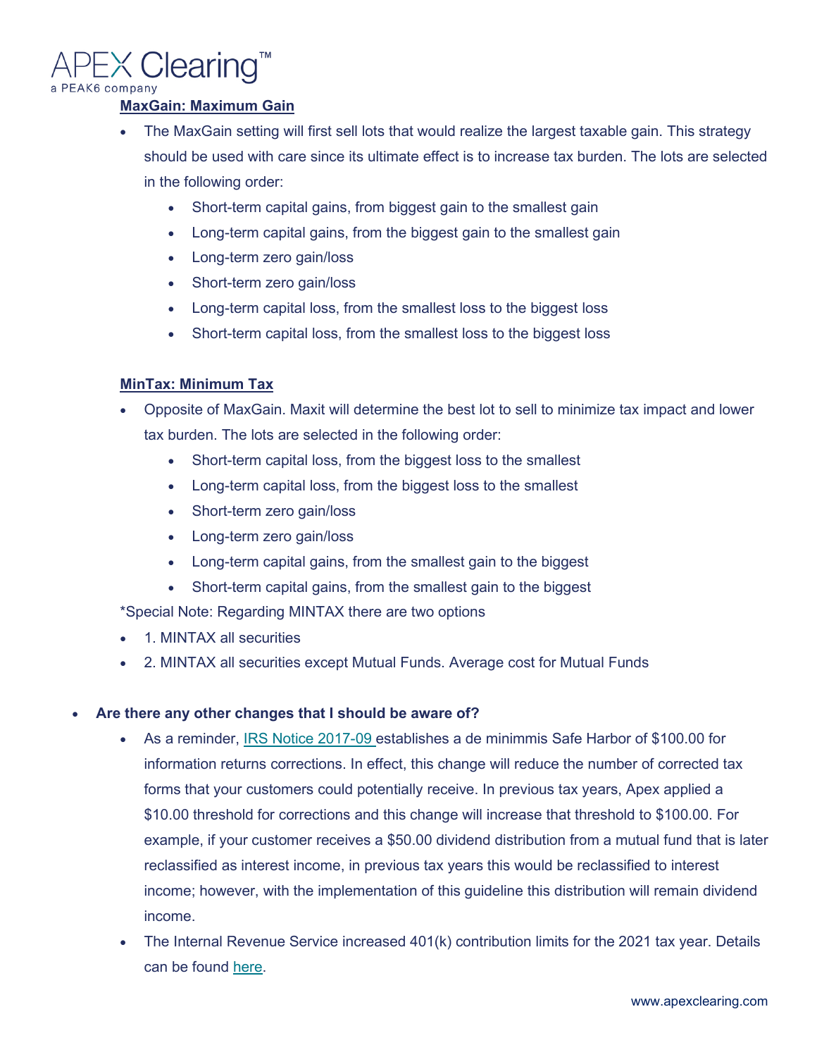**MaxGain: Maximum Gain**

- The MaxGain setting will first sell lots that would realize the largest taxable gain. This strategy should be used with care since its ultimate effect is to increase tax burden. The lots are selected in the following order:
    - Short-term capital gains, from biggest gain to the smallest gain
    - Long-term capital gains, from the biggest gain to the smallest gain
    - Long-term zero gain/loss
    - Short-term zero gain/loss
    - Long-term capital loss, from the smallest loss to the biggest loss
    - Short-term capital loss, from the smallest loss to the biggest loss

**MinTax: Minimum Tax**

- Opposite of MaxGain. Maxit will determine the best lot to sell to minimize tax impact and lower tax burden. The lots are selected in the following order:
    - Short-term capital loss, from the biggest loss to the smallest
    - Long-term capital loss, from the biggest loss to the smallest
    - Short-term zero gain/loss
    - Long-term zero gain/loss
    - Long-term capital gains, from the smallest gain to the biggest
    - Short-term capital gains, from the smallest gain to the biggest

*Special Note: Regarding MINTAX there are two options

- 1. MINTAX all securities
- 2. MINTAX all securities except Mutual Funds. Average cost for Mutual Funds

- **Are there any other changes that I should be aware of?**
    - As a reminder, IRS Notice 2017-09 establishes a de minimmis Safe Harbor of $100.00 for information returns corrections. In effect, this change will reduce the number of corrected tax forms that your customers could potentially receive. In previous tax years, Apex applied a $10.00 threshold for corrections and this change will increase that threshold to $100.00. For example, if your customer receives a $50.00 dividend distribution from a mutual fund that is later reclassified as interest income, in previous tax years this would be reclassified to interest income; however, with the implementation of this guideline this distribution will remain dividend income.
    - The Internal Revenue Service increased 401(k) contribution limits for the 2021 tax year. Details can be found here.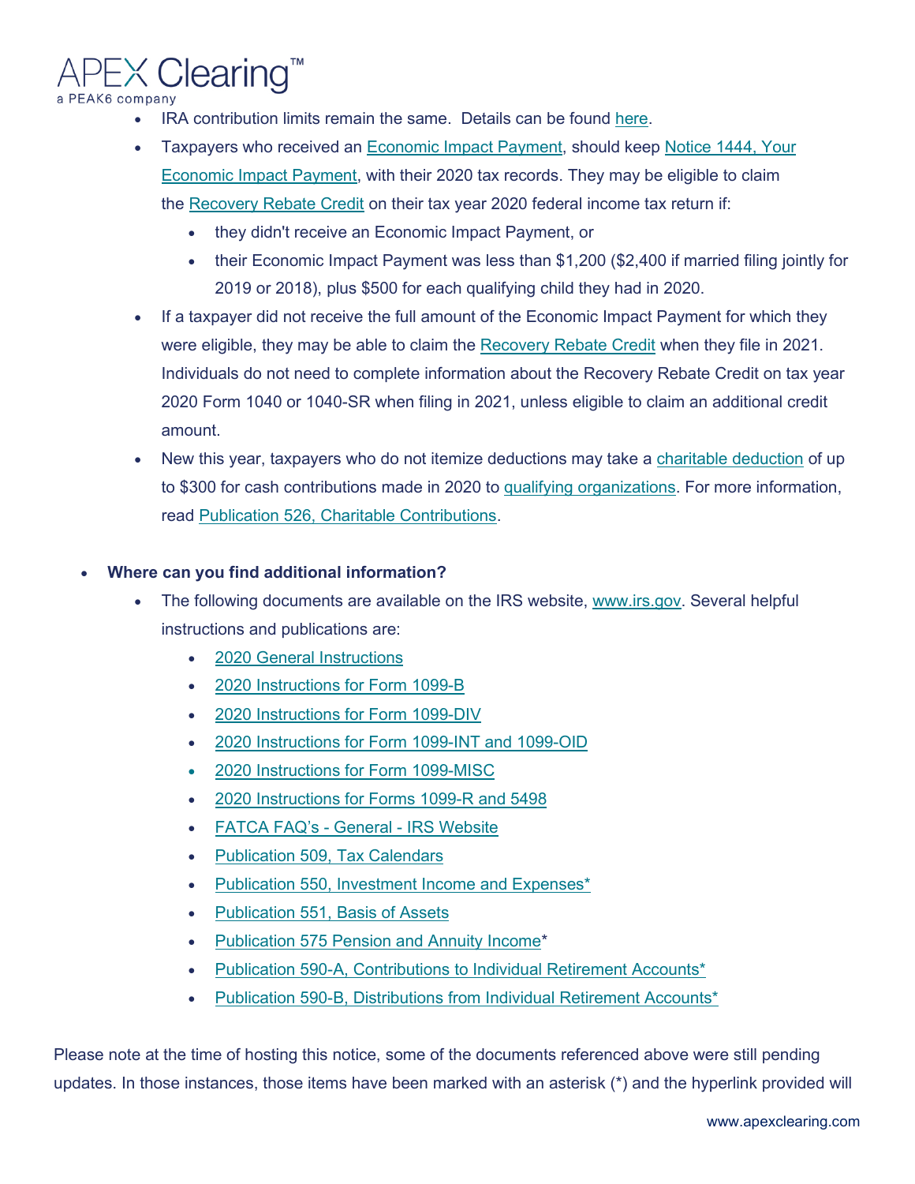- IRA contribution limits remain the same. Details can be found here.
- Taxpayers who received an Economic Impact Payment, should keep Notice 1444, Your Economic Impact Payment, with their 2020 tax records. They may be eligible to claim the Recovery Rebate Credit on their tax year 2020 federal income tax return if:
  - they didn't receive an Economic Impact Payment, or
  - their Economic Impact Payment was less than $1,200 ($2,400 if married filing jointly for 2019 or 2018), plus $500 for each qualifying child they had in 2020.
- If a taxpayer did not receive the full amount of the Economic Impact Payment for which they were eligible, they may be able to claim the Recovery Rebate Credit when they file in 2021. Individuals do not need to complete information about the Recovery Rebate Credit on tax year 2020 Form 1040 or 1040-SR when filing in 2021, unless eligible to claim an additional credit amount.
- New this year, taxpayers who do not itemize deductions may take a charitable deduction of up to $300 for cash contributions made in 2020 to qualifying organizations. For more information, read Publication 526, Charitable Contributions.

- **Where can you find additional information?**
  - The following documents are available on the IRS website, www.irs.gov. Several helpful instructions and publications are:
    - 2020 General Instructions
    - 2020 Instructions for Form 1099-B
    - 2020 Instructions for Form 1099-DIV
    - 2020 Instructions for Form 1099-INT and 1099-OID
    - 2020 Instructions for Form 1099-MISC
    - 2020 Instructions for Forms 1099-R and 5498
    - FATCA FAQ's - General - IRS Website
    - Publication 509, Tax Calendars
    - Publication 550, Investment Income and Expenses*
    - Publication 551, Basis of Assets
    - Publication 575 Pension and Annuity Income*
    - Publication 590-A, Contributions to Individual Retirement Accounts*
    - Publication 590-B, Distributions from Individual Retirement Accounts*

Please note at the time of hosting this notice, some of the documents referenced above were still pending updates. In those instances, those items have been marked with an asterisk (*) and the hyperlink provided will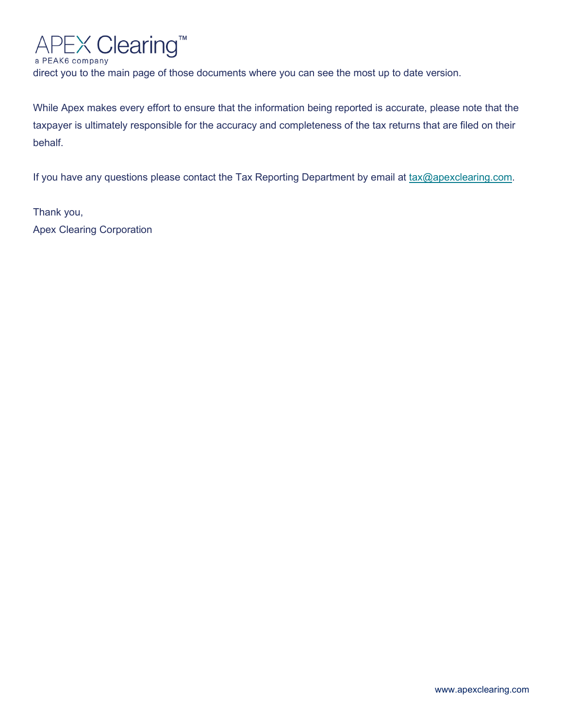direct you to the main page of those documents where you can see the most up to date version.

While Apex makes every effort to ensure that the information being reported is accurate, please note that the taxpayer is ultimately responsible for the accuracy and completeness of the tax returns that are filed on their behalf.

If you have any questions please contact the Tax Reporting Department by email at tax@apexclearing.com.

Thank you,
Apex Clearing Corporation